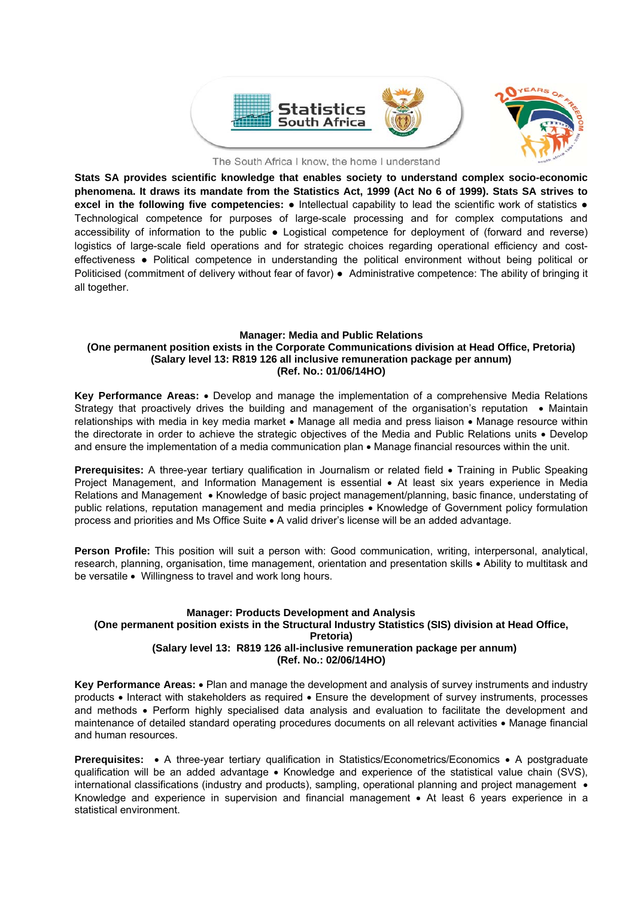Statistics South Africa

The South Africa I know, the home I understand

**Stats SA provides scientific knowledge that enables society to understand complex socio-economic phenomena. It draws its mandate from the Statistics Act, 1999 (Act No 6 of 1999). Stats SA strives to excel in the following five competencies:** ● Intellectual capability to lead the scientific work of statistics ● Technological competence for purposes of large-scale processing and for complex computations and accessibility of information to the public ● Logistical competence for deployment of (forward and reverse) logistics of large-scale field operations and for strategic choices regarding operational efficiency and cost-effectiveness ● Political competence in understanding the political environment without being political or Politicised (commitment of delivery without fear of favor) ● Administrative competence: The ability of bringing it all together.

## Manager: Media and Public Relations

**(One permanent position exists in the Corporate Communications division at Head Office, Pretoria)**
**(Salary level 13: R819 126 all inclusive remuneration package per annum)**
**(Ref. No.: 01/06/14HO)**

**Key Performance Areas:** • Develop and manage the implementation of a comprehensive Media Relations Strategy that proactively drives the building and management of the organisation's reputation • Maintain relationships with media in key media market • Manage all media and press liaison • Manage resource within the directorate in order to achieve the strategic objectives of the Media and Public Relations units • Develop and ensure the implementation of a media communication plan • Manage financial resources within the unit.

**Prerequisites:** A three-year tertiary qualification in Journalism or related field • Training in Public Speaking Project Management, and Information Management is essential • At least six years experience in Media Relations and Management • Knowledge of basic project management/planning, basic finance, understating of public relations, reputation management and media principles • Knowledge of Government policy formulation process and priorities and Ms Office Suite • A valid driver's license will be an added advantage.

**Person Profile:** This position will suit a person with: Good communication, writing, interpersonal, analytical, research, planning, organisation, time management, orientation and presentation skills • Ability to multitask and be versatile • Willingness to travel and work long hours.

## Manager: Products Development and Analysis

**(One permanent position exists in the Structural Industry Statistics (SIS) division at Head Office, Pretoria)**
**(Salary level 13: R819 126 all-inclusive remuneration package per annum)**
**(Ref. No.: 02/06/14HO)**

**Key Performance Areas:** • Plan and manage the development and analysis of survey instruments and industry products • Interact with stakeholders as required • Ensure the development of survey instruments, processes and methods • Perform highly specialised data analysis and evaluation to facilitate the development and maintenance of detailed standard operating procedures documents on all relevant activities • Manage financial and human resources.

**Prerequisites:** • A three-year tertiary qualification in Statistics/Econometrics/Economics • A postgraduate qualification will be an added advantage • Knowledge and experience of the statistical value chain (SVS), international classifications (industry and products), sampling, operational planning and project management • Knowledge and experience in supervision and financial management • At least 6 years experience in a statistical environment.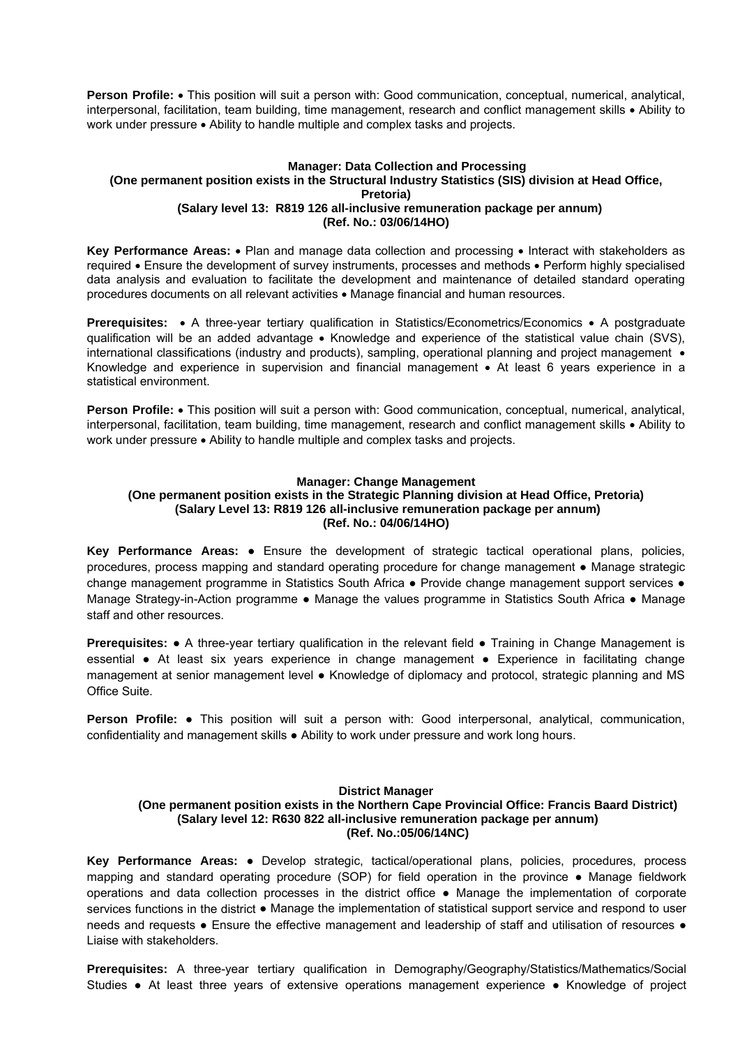**Person Profile:** • This position will suit a person with: Good communication, conceptual, numerical, analytical, interpersonal, facilitation, team building, time management, research and conflict management skills • Ability to work under pressure • Ability to handle multiple and complex tasks and projects.

**Manager: Data Collection and Processing**
**(One permanent position exists in the Structural Industry Statistics (SIS) division at Head Office, Pretoria)**
**(Salary level 13: R819 126 all-inclusive remuneration package per annum)**
**(Ref. No.: 03/06/14HO)**

**Key Performance Areas:** • Plan and manage data collection and processing • Interact with stakeholders as required • Ensure the development of survey instruments, processes and methods • Perform highly specialised data analysis and evaluation to facilitate the development and maintenance of detailed standard operating procedures documents on all relevant activities • Manage financial and human resources.

**Prerequisites:** • A three-year tertiary qualification in Statistics/Econometrics/Economics • A postgraduate qualification will be an added advantage • Knowledge and experience of the statistical value chain (SVS), international classifications (industry and products), sampling, operational planning and project management • Knowledge and experience in supervision and financial management • At least 6 years experience in a statistical environment.

**Person Profile:** • This position will suit a person with: Good communication, conceptual, numerical, analytical, interpersonal, facilitation, team building, time management, research and conflict management skills • Ability to work under pressure • Ability to handle multiple and complex tasks and projects.

**Manager: Change Management**
**(One permanent position exists in the Strategic Planning division at Head Office, Pretoria)**
**(Salary Level 13: R819 126 all-inclusive remuneration package per annum)**
**(Ref. No.: 04/06/14HO)**

**Key Performance Areas:** ● Ensure the development of strategic tactical operational plans, policies, procedures, process mapping and standard operating procedure for change management ● Manage strategic change management programme in Statistics South Africa ● Provide change management support services ● Manage Strategy-in-Action programme ● Manage the values programme in Statistics South Africa ● Manage staff and other resources.

**Prerequisites:** ● A three-year tertiary qualification in the relevant field ● Training in Change Management is essential ● At least six years experience in change management ● Experience in facilitating change management at senior management level ● Knowledge of diplomacy and protocol, strategic planning and MS Office Suite.

**Person Profile:** ● This position will suit a person with: Good interpersonal, analytical, communication, confidentiality and management skills ● Ability to work under pressure and work long hours.

**District Manager**
**(One permanent position exists in the Northern Cape Provincial Office: Francis Baard District)**
**(Salary level 12: R630 822 all-inclusive remuneration package per annum)**
**(Ref. No.:05/06/14NC)**

**Key Performance Areas:** ● Develop strategic, tactical/operational plans, policies, procedures, process mapping and standard operating procedure (SOP) for field operation in the province ● Manage fieldwork operations and data collection processes in the district office ● Manage the implementation of corporate services functions in the district ● Manage the implementation of statistical support service and respond to user needs and requests ● Ensure the effective management and leadership of staff and utilisation of resources ● Liaise with stakeholders.

**Prerequisites:** A three-year tertiary qualification in Demography/Geography/Statistics/Mathematics/Social Studies ● At least three years of extensive operations management experience ● Knowledge of project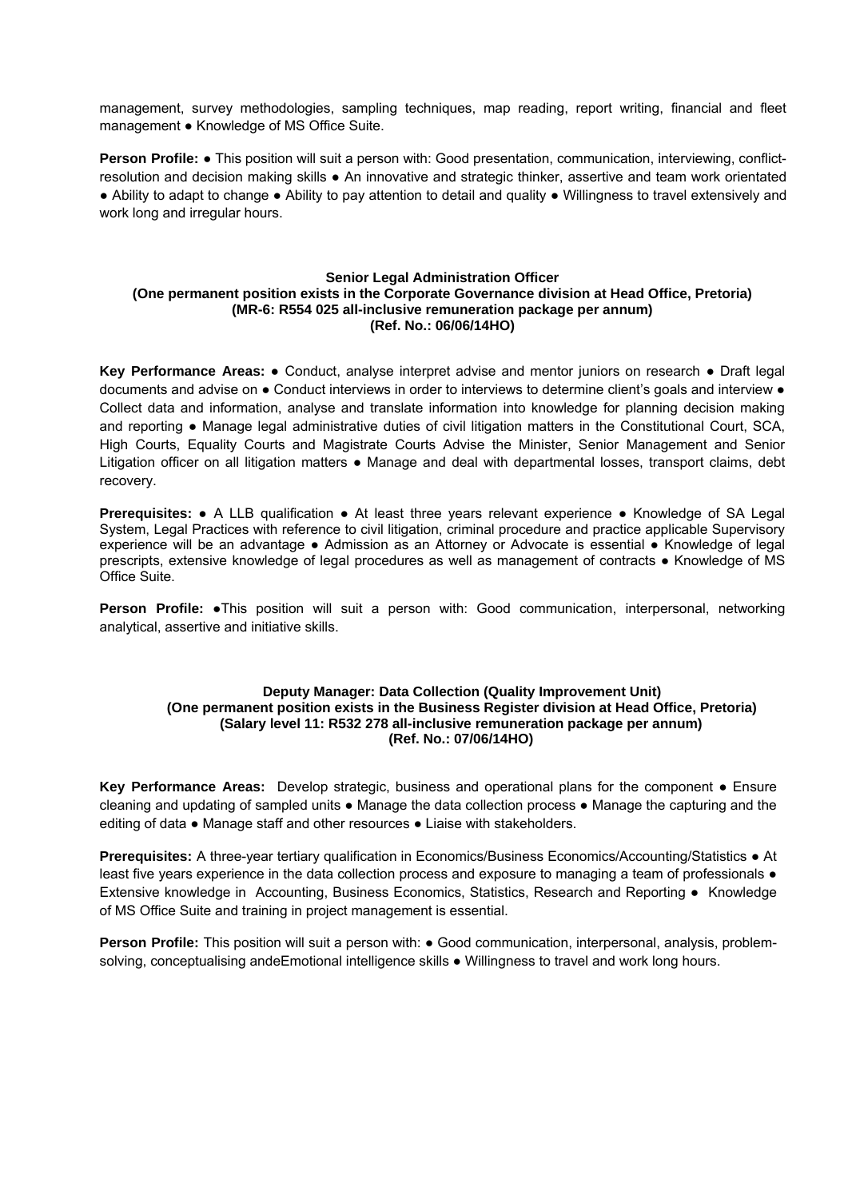management, survey methodologies, sampling techniques, map reading, report writing, financial and fleet management ● Knowledge of MS Office Suite.

**Person Profile:** ● This position will suit a person with: Good presentation, communication, interviewing, conflict-resolution and decision making skills ● An innovative and strategic thinker, assertive and team work orientated ● Ability to adapt to change ● Ability to pay attention to detail and quality ● Willingness to travel extensively and work long and irregular hours.

**Senior Legal Administration Officer**
**(One permanent position exists in the Corporate Governance division at Head Office, Pretoria)**
**(MR-6: R554 025 all-inclusive remuneration package per annum)**
**(Ref. No.: 06/06/14HO)**

**Key Performance Areas:** ● Conduct, analyse interpret advise and mentor juniors on research ● Draft legal documents and advise on ● Conduct interviews in order to interviews to determine client's goals and interview ● Collect data and information, analyse and translate information into knowledge for planning decision making and reporting ● Manage legal administrative duties of civil litigation matters in the Constitutional Court, SCA, High Courts, Equality Courts and Magistrate Courts Advise the Minister, Senior Management and Senior Litigation officer on all litigation matters ● Manage and deal with departmental losses, transport claims, debt recovery.

**Prerequisites:** ● A LLB qualification ● At least three years relevant experience ● Knowledge of SA Legal System, Legal Practices with reference to civil litigation, criminal procedure and practice applicable Supervisory experience will be an advantage ● Admission as an Attorney or Advocate is essential ● Knowledge of legal prescripts, extensive knowledge of legal procedures as well as management of contracts ● Knowledge of MS Office Suite.

**Person Profile:** ●This position will suit a person with: Good communication, interpersonal, networking analytical, assertive and initiative skills.

**Deputy Manager: Data Collection (Quality Improvement Unit)**
**(One permanent position exists in the Business Register division at Head Office, Pretoria)**
**(Salary level 11: R532 278 all-inclusive remuneration package per annum)**
**(Ref. No.: 07/06/14HO)**

**Key Performance Areas:** Develop strategic, business and operational plans for the component ● Ensure cleaning and updating of sampled units ● Manage the data collection process ● Manage the capturing and the editing of data ● Manage staff and other resources ● Liaise with stakeholders.

**Prerequisites:** A three-year tertiary qualification in Economics/Business Economics/Accounting/Statistics ● At least five years experience in the data collection process and exposure to managing a team of professionals ● Extensive knowledge in Accounting, Business Economics, Statistics, Research and Reporting ● Knowledge of MS Office Suite and training in project management is essential.

**Person Profile:** This position will suit a person with: ● Good communication, interpersonal, analysis, problem-solving, conceptualising andeEmotional intelligence skills ● Willingness to travel and work long hours.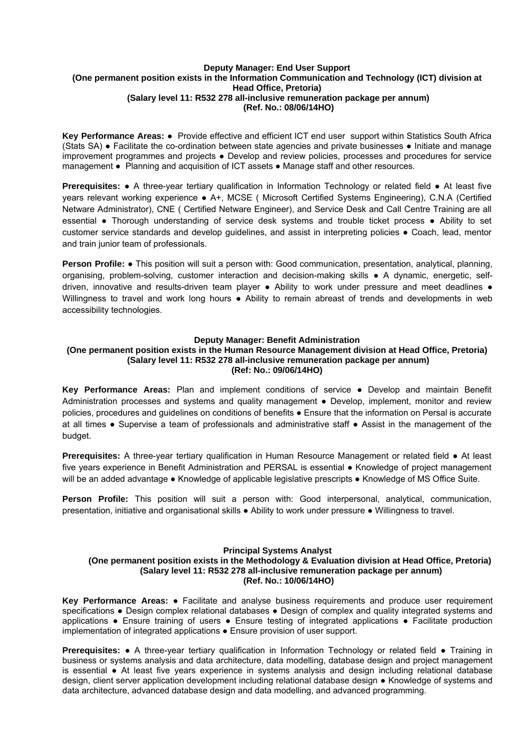**Deputy Manager: End User Support**
**(One permanent position exists in the Information Communication and Technology (ICT) division at Head Office, Pretoria)**
**(Salary level 11: R532 278 all-inclusive remuneration package per annum)**
**(Ref. No.: 08/06/14HO)**

**Key Performance Areas:** ● Provide effective and efficient ICT end user support within Statistics South Africa (Stats SA) ● Facilitate the co-ordination between state agencies and private businesses ● Initiate and manage improvement programmes and projects ● Develop and review policies, processes and procedures for service management ● Planning and acquisition of ICT assets ● Manage staff and other resources.

**Prerequisites:** ● A three-year tertiary qualification in Information Technology or related field ● At least five years relevant working experience ● A+, MCSE ( Microsoft Certified Systems Engineering), C.N.A (Certified Netware Administrator), CNE ( Certified Netware Engineer), and Service Desk and Call Centre Training are all essential ● Thorough understanding of service desk systems and trouble ticket process ● Ability to set customer service standards and develop guidelines, and assist in interpreting policies ● Coach, lead, mentor and train junior team of professionals.

**Person Profile:** ● This position will suit a person with: Good communication, presentation, analytical, planning, organising, problem-solving, customer interaction and decision-making skills ● A dynamic, energetic, self-driven, innovative and results-driven team player ● Ability to work under pressure and meet deadlines ● Willingness to travel and work long hours ● Ability to remain abreast of trends and developments in web accessibility technologies.

**Deputy Manager: Benefit Administration**
**(One permanent position exists in the Human Resource Management division at Head Office, Pretoria)**
**(Salary level 11: R532 278 all-inclusive remuneration package per annum)**
**(Ref: No.: 09/06/14HO)**

**Key Performance Areas:** Plan and implement conditions of service ● Develop and maintain Benefit Administration processes and systems and quality management ● Develop, implement, monitor and review policies, procedures and guidelines on conditions of benefits ● Ensure that the information on Persal is accurate at all times ● Supervise a team of professionals and administrative staff ● Assist in the management of the budget.

**Prerequisites:** A three-year tertiary qualification in Human Resource Management or related field ● At least five years experience in Benefit Administration and PERSAL is essential ● Knowledge of project management will be an added advantage ● Knowledge of applicable legislative prescripts ● Knowledge of MS Office Suite.

**Person Profile:** This position will suit a person with: Good interpersonal, analytical, communication, presentation, initiative and organisational skills ● Ability to work under pressure ● Willingness to travel.

**Principal Systems Analyst**
**(One permanent position exists in the Methodology & Evaluation division at Head Office, Pretoria)**
**(Salary level 11: R532 278 all-inclusive remuneration package per annum)**
**(Ref. No.: 10/06/14HO)**

**Key Performance Areas:** ● Facilitate and analyse business requirements and produce user requirement specifications ● Design complex relational databases ● Design of complex and quality integrated systems and applications ● Ensure training of users ● Ensure testing of integrated applications ● Facilitate production implementation of integrated applications ● Ensure provision of user support.

**Prerequisites:** ● A three-year tertiary qualification in Information Technology or related field ● Training in business or systems analysis and data architecture, data modelling, database design and project management is essential ● At least five years experience in systems analysis and design including relational database design, client server application development including relational database design ● Knowledge of systems and data architecture, advanced database design and data modelling, and advanced programming.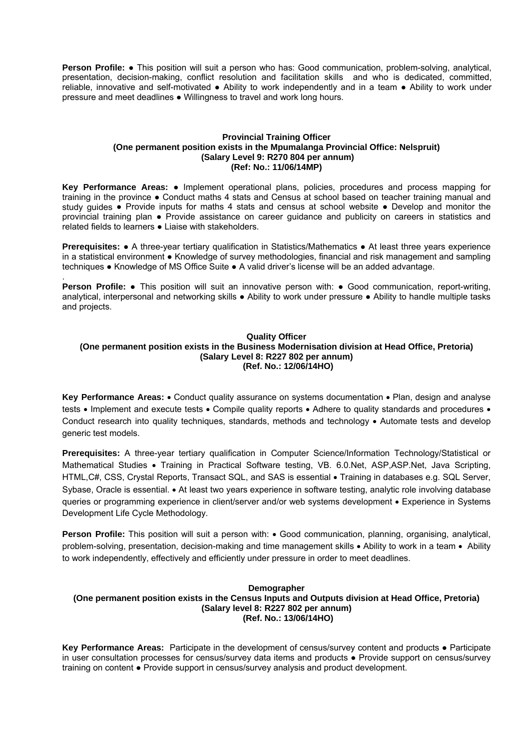**Person Profile:** ● This position will suit a person who has: Good communication, problem-solving, analytical, presentation, decision-making, conflict resolution and facilitation skills and who is dedicated, committed, reliable, innovative and self-motivated ● Ability to work independently and in a team ● Ability to work under pressure and meet deadlines ● Willingness to travel and work long hours.

**Provincial Training Officer**
**(One permanent position exists in the Mpumalanga Provincial Office: Nelspruit)**
**(Salary Level 9: R270 804 per annum)**
**(Ref: No.: 11/06/14MP)**

**Key Performance Areas:** ● Implement operational plans, policies, procedures and process mapping for training in the province ● Conduct maths 4 stats and Census at school based on teacher training manual and study guides ● Provide inputs for maths 4 stats and census at school website ● Develop and monitor the provincial training plan ● Provide assistance on career guidance and publicity on careers in statistics and related fields to learners ● Liaise with stakeholders.

**Prerequisites:** ● A three-year tertiary qualification in Statistics/Mathematics ● At least three years experience in a statistical environment ● Knowledge of survey methodologies, financial and risk management and sampling techniques ● Knowledge of MS Office Suite ● A valid driver's license will be an added advantage.

.

**Person Profile:** ● This position will suit an innovative person with: ● Good communication, report-writing, analytical, interpersonal and networking skills ● Ability to work under pressure ● Ability to handle multiple tasks and projects.

**Quality Officer**
**(One permanent position exists in the Business Modernisation division at Head Office, Pretoria)**
**(Salary Level 8: R227 802 per annum)**
**(Ref. No.: 12/06/14HO)**

**Key Performance Areas:** • Conduct quality assurance on systems documentation • Plan, design and analyse tests • Implement and execute tests • Compile quality reports • Adhere to quality standards and procedures • Conduct research into quality techniques, standards, methods and technology • Automate tests and develop generic test models.

**Prerequisites:** A three-year tertiary qualification in Computer Science/Information Technology/Statistical or Mathematical Studies • Training in Practical Software testing, VB. 6.0.Net, ASP,ASP.Net, Java Scripting, HTML,C#, CSS, Crystal Reports, Transact SQL, and SAS is essential • Training in databases e.g. SQL Server, Sybase, Oracle is essential. • At least two years experience in software testing, analytic role involving database queries or programming experience in client/server and/or web systems development • Experience in Systems Development Life Cycle Methodology.

**Person Profile:** This position will suit a person with: • Good communication, planning, organising, analytical, problem-solving, presentation, decision-making and time management skills • Ability to work in a team • Ability to work independently, effectively and efficiently under pressure in order to meet deadlines.

**Demographer**
**(One permanent position exists in the Census Inputs and Outputs division at Head Office, Pretoria)**
**(Salary level 8: R227 802 per annum)**
**(Ref. No.: 13/06/14HO)**

**Key Performance Areas:** Participate in the development of census/survey content and products ● Participate in user consultation processes for census/survey data items and products ● Provide support on census/survey training on content ● Provide support in census/survey analysis and product development.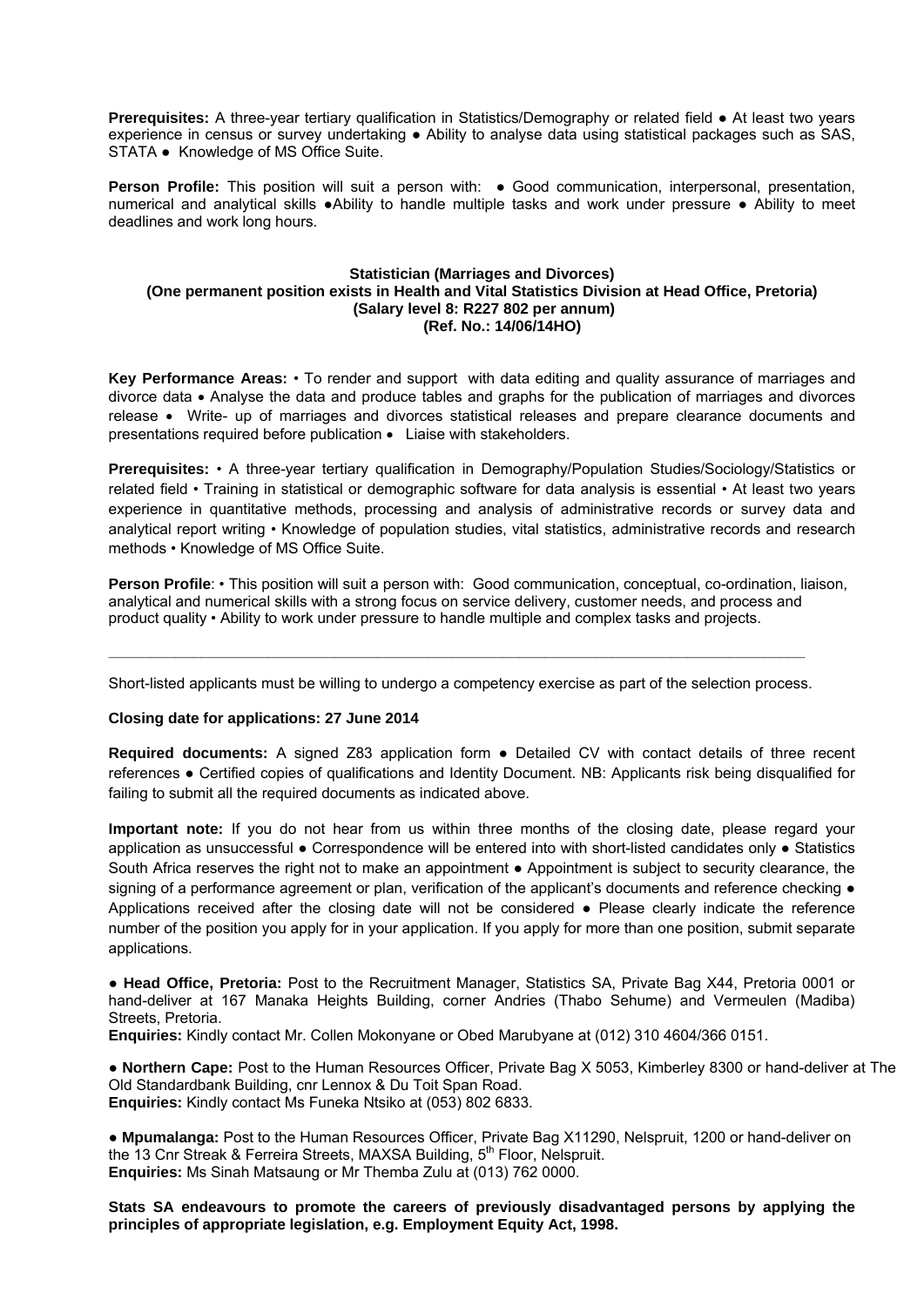**Prerequisites:** A three-year tertiary qualification in Statistics/Demography or related field ● At least two years experience in census or survey undertaking ● Ability to analyse data using statistical packages such as SAS, STATA ● Knowledge of MS Office Suite.

**Person Profile:** This position will suit a person with: ● Good communication, interpersonal, presentation, numerical and analytical skills ●Ability to handle multiple tasks and work under pressure ● Ability to meet deadlines and work long hours.

**Statistician (Marriages and Divorces)**
**(One permanent position exists in Health and Vital Statistics Division at Head Office, Pretoria)**
**(Salary level 8: R227 802 per annum)**
**(Ref. No.: 14/06/14HO)**

**Key Performance Areas:** • To render and support with data editing and quality assurance of marriages and divorce data • Analyse the data and produce tables and graphs for the publication of marriages and divorces release • Write- up of marriages and divorces statistical releases and prepare clearance documents and presentations required before publication • Liaise with stakeholders.

**Prerequisites:** • A three-year tertiary qualification in Demography/Population Studies/Sociology/Statistics or related field • Training in statistical or demographic software for data analysis is essential • At least two years experience in quantitative methods, processing and analysis of administrative records or survey data and analytical report writing • Knowledge of population studies, vital statistics, administrative records and research methods • Knowledge of MS Office Suite.

**Person Profile**: • This position will suit a person with: Good communication, conceptual, co-ordination, liaison, analytical and numerical skills with a strong focus on service delivery, customer needs, and process and product quality • Ability to work under pressure to handle multiple and complex tasks and projects.

---

Short-listed applicants must be willing to undergo a competency exercise as part of the selection process.

**Closing date for applications: 27 June 2014**

**Required documents:** A signed Z83 application form ● Detailed CV with contact details of three recent references ● Certified copies of qualifications and Identity Document. NB: Applicants risk being disqualified for failing to submit all the required documents as indicated above.

**Important note:** If you do not hear from us within three months of the closing date, please regard your application as unsuccessful ● Correspondence will be entered into with short-listed candidates only ● Statistics South Africa reserves the right not to make an appointment ● Appointment is subject to security clearance, the signing of a performance agreement or plan, verification of the applicant's documents and reference checking ● Applications received after the closing date will not be considered ● Please clearly indicate the reference number of the position you apply for in your application. If you apply for more than one position, submit separate applications.

● **Head Office, Pretoria:** Post to the Recruitment Manager, Statistics SA, Private Bag X44, Pretoria 0001 or hand-deliver at 167 Manaka Heights Building, corner Andries (Thabo Sehume) and Vermeulen (Madiba) Streets, Pretoria.
**Enquiries:** Kindly contact Mr. Collen Mokonyane or Obed Marubyane at (012) 310 4604/366 0151.

● **Northern Cape:** Post to the Human Resources Officer, Private Bag X 5053, Kimberley 8300 or hand-deliver at The Old Standardbank Building, cnr Lennox & Du Toit Span Road.
**Enquiries:** Kindly contact Ms Funeka Ntsiko at (053) 802 6833.

● **Mpumalanga:** Post to the Human Resources Officer, Private Bag X11290, Nelspruit, 1200 or hand-deliver on the 13 Cnr Streak & Ferreira Streets, MAXSA Building, 5th Floor, Nelspruit.
**Enquiries:** Ms Sinah Matsaung or Mr Themba Zulu at (013) 762 0000.

**Stats SA endeavours to promote the careers of previously disadvantaged persons by applying the principles of appropriate legislation, e.g. Employment Equity Act, 1998.**